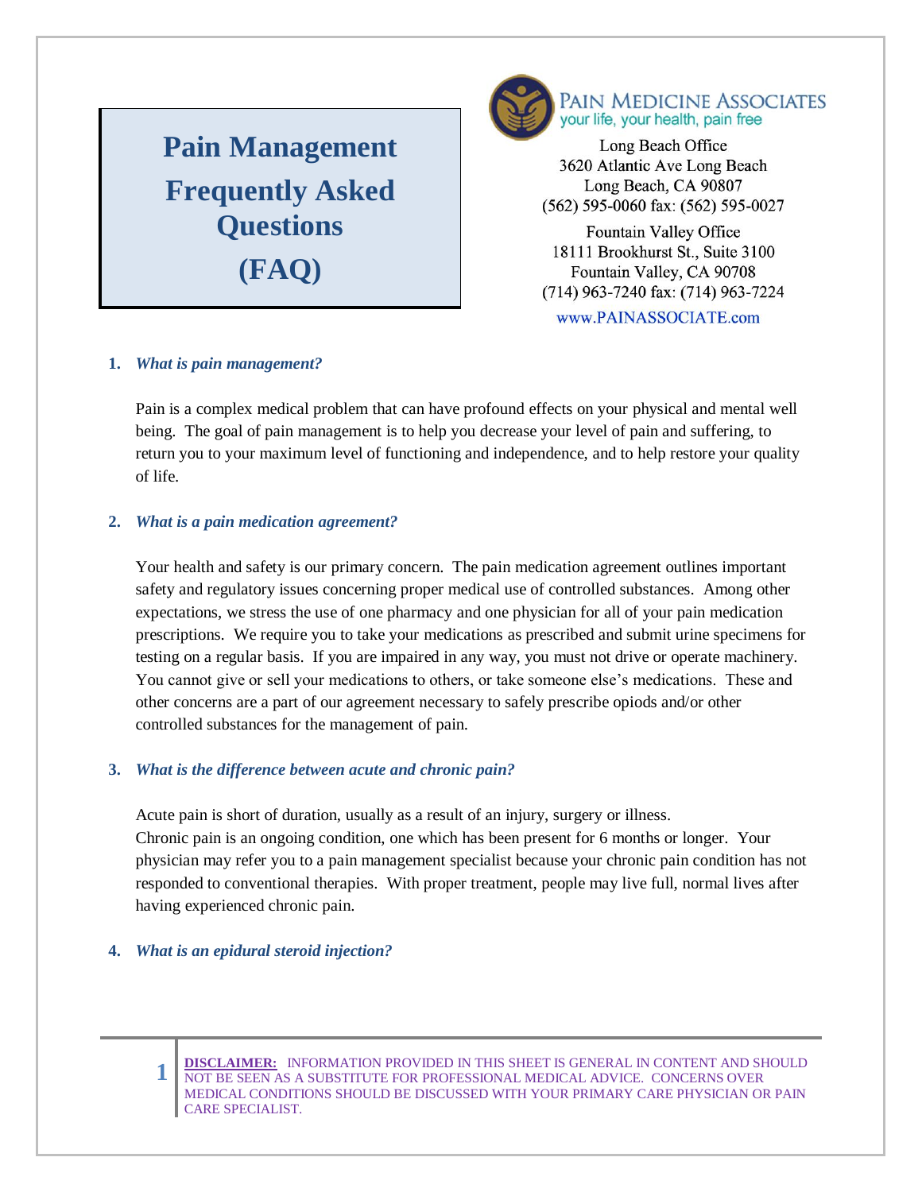# Pain Management Frequently Asked Questions (FAQ)

PAIN MEDICINE ASSOCIATES
your life, your health, pain free

Long Beach Office
3620 Atlantic Ave Long Beach
Long Beach, CA 90807
(562) 595-0060 fax: (562) 595-0027

Fountain Valley Office
18111 Brookhurst St., Suite 3100
Fountain Valley, CA 90708
(714) 963-7240 fax: (714) 963-7224

www.PAINASSOCIATE.com

1. ***What is pain management?***

   Pain is a complex medical problem that can have profound effects on your physical and mental well being. The goal of pain management is to help you decrease your level of pain and suffering, to return you to your maximum level of functioning and independence, and to help restore your quality of life.

2. ***What is a pain medication agreement?***

   Your health and safety is our primary concern. The pain medication agreement outlines important safety and regulatory issues concerning proper medical use of controlled substances. Among other expectations, we stress the use of one pharmacy and one physician for all of your pain medication prescriptions. We require you to take your medications as prescribed and submit urine specimens for testing on a regular basis. If you are impaired in any way, you must not drive or operate machinery. You cannot give or sell your medications to others, or take someone else's medications. These and other concerns are a part of our agreement necessary to safely prescribe opiods and/or other controlled substances for the management of pain.

3. ***What is the difference between acute and chronic pain?***

   Acute pain is short of duration, usually as a result of an injury, surgery or illness.
   Chronic pain is an ongoing condition, one which has been present for 6 months or longer. Your physician may refer you to a pain management specialist because your chronic pain condition has not responded to conventional therapies. With proper treatment, people may live full, normal lives after having experienced chronic pain.

4. ***What is an epidural steroid injection?***

**DISCLAIMER:** INFORMATION PROVIDED IN THIS SHEET IS GENERAL IN CONTENT AND SHOULD NOT BE SEEN AS A SUBSTITUTE FOR PROFESSIONAL MEDICAL ADVICE. CONCERNS OVER MEDICAL CONDITIONS SHOULD BE DISCUSSED WITH YOUR PRIMARY CARE PHYSICIAN OR PAIN CARE SPECIALIST.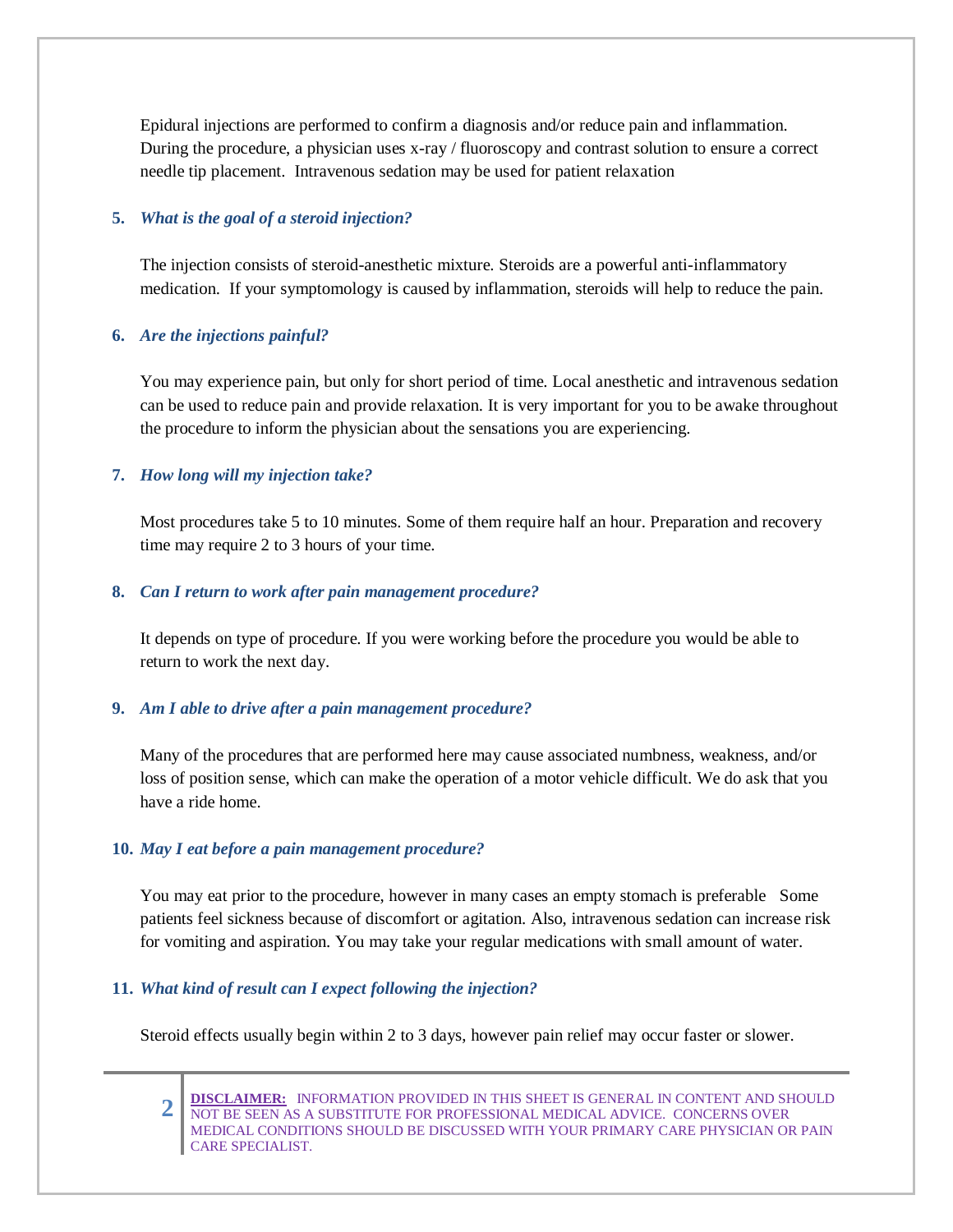Epidural injections are performed to confirm a diagnosis and/or reduce pain and inflammation. During the procedure, a physician uses x-ray / fluoroscopy and contrast solution to ensure a correct needle tip placement. Intravenous sedation may be used for patient relaxation

**5. *What is the goal of a steroid injection?***

The injection consists of steroid-anesthetic mixture. Steroids are a powerful anti-inflammatory medication. If your symptomology is caused by inflammation, steroids will help to reduce the pain.

**6. *Are the injections painful?***

You may experience pain, but only for short period of time. Local anesthetic and intravenous sedation can be used to reduce pain and provide relaxation. It is very important for you to be awake throughout the procedure to inform the physician about the sensations you are experiencing.

**7. *How long will my injection take?***

Most procedures take 5 to 10 minutes. Some of them require half an hour. Preparation and recovery time may require 2 to 3 hours of your time.

**8. *Can I return to work after pain management procedure?***

It depends on type of procedure. If you were working before the procedure you would be able to return to work the next day.

**9. *Am I able to drive after a pain management procedure?***

Many of the procedures that are performed here may cause associated numbness, weakness, and/or loss of position sense, which can make the operation of a motor vehicle difficult. We do ask that you have a ride home.

**10. *May I eat before a pain management procedure?***

You may eat prior to the procedure, however in many cases an empty stomach is preferable Some patients feel sickness because of discomfort or agitation. Also, intravenous sedation can increase risk for vomiting and aspiration. You may take your regular medications with small amount of water.

**11. *What kind of result can I expect following the injection?***

Steroid effects usually begin within 2 to 3 days, however pain relief may occur faster or slower.

**DISCLAIMER:** INFORMATION PROVIDED IN THIS SHEET IS GENERAL IN CONTENT AND SHOULD NOT BE SEEN AS A SUBSTITUTE FOR PROFESSIONAL MEDICAL ADVICE. CONCERNS OVER MEDICAL CONDITIONS SHOULD BE DISCUSSED WITH YOUR PRIMARY CARE PHYSICIAN OR PAIN CARE SPECIALIST.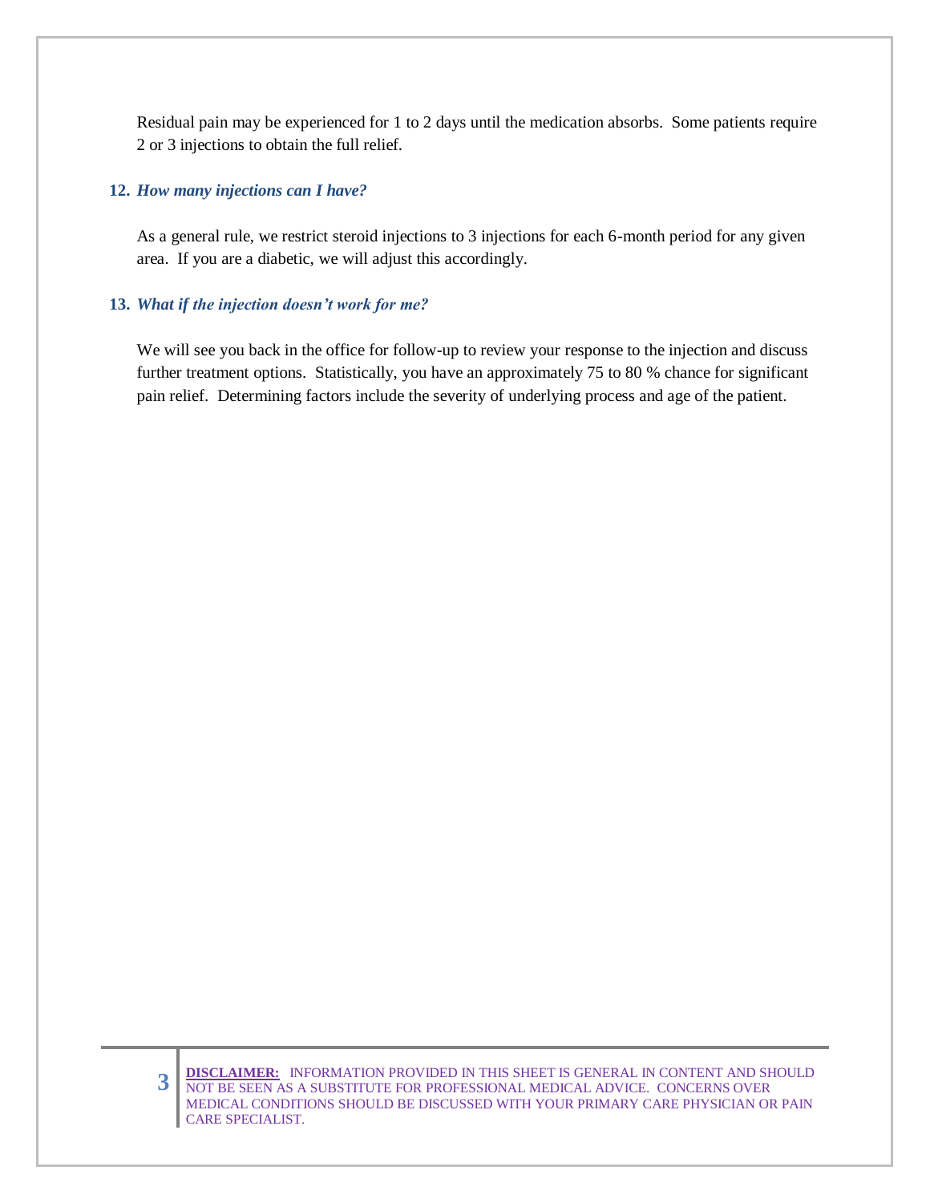Residual pain may be experienced for 1 to 2 days until the medication absorbs. Some patients require 2 or 3 injections to obtain the full relief.

**12.** ***How many injections can I have?***

As a general rule, we restrict steroid injections to 3 injections for each 6-month period for any given area. If you are a diabetic, we will adjust this accordingly.

**13.** ***What if the injection doesn't work for me?***

We will see you back in the office for follow-up to review your response to the injection and discuss further treatment options. Statistically, you have an approximately 75 to 80 % chance for significant pain relief. Determining factors include the severity of underlying process and age of the patient.

**DISCLAIMER:** INFORMATION PROVIDED IN THIS SHEET IS GENERAL IN CONTENT AND SHOULD NOT BE SEEN AS A SUBSTITUTE FOR PROFESSIONAL MEDICAL ADVICE. CONCERNS OVER MEDICAL CONDITIONS SHOULD BE DISCUSSED WITH YOUR PRIMARY CARE PHYSICIAN OR PAIN CARE SPECIALIST.